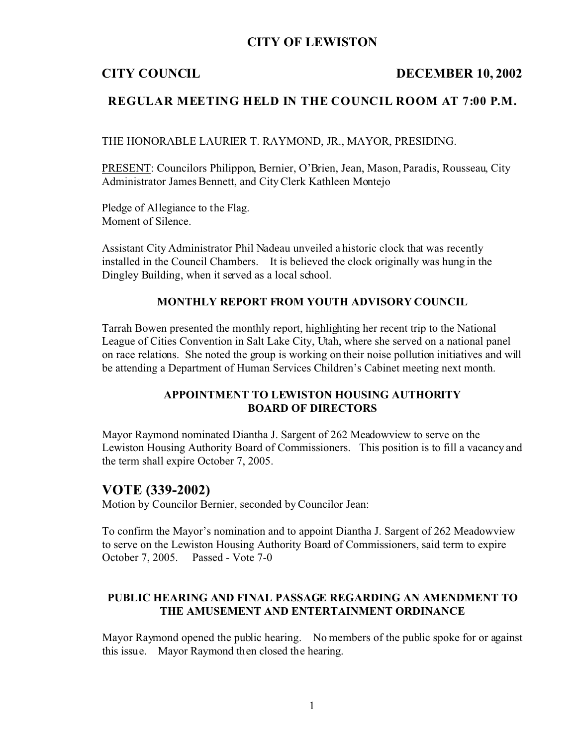# CITY OF LEWISTON

**CITY COUNCIL** **DECEMBER 10, 2002**

### REGULAR MEETING HELD IN THE COUNCIL ROOM AT 7:00 P.M.

THE HONORABLE LAURIER T. RAYMOND, JR., MAYOR, PRESIDING.

PRESENT: Councilors Philippon, Bernier, O'Brien, Jean, Mason, Paradis, Rousseau, City Administrator James Bennett, and City Clerk Kathleen Montejo

Pledge of Allegiance to the Flag.
Moment of Silence.

Assistant City Administrator Phil Nadeau unveiled a historic clock that was recently installed in the Council Chambers. It is believed the clock originally was hung in the Dingley Building, when it served as a local school.

### MONTHLY REPORT FROM YOUTH ADVISORY COUNCIL

Tarrah Bowen presented the monthly report, highlighting her recent trip to the National League of Cities Convention in Salt Lake City, Utah, where she served on a national panel on race relations. She noted the group is working on their noise pollution initiatives and will be attending a Department of Human Services Children's Cabinet meeting next month.

### APPOINTMENT TO LEWISTON HOUSING AUTHORITY BOARD OF DIRECTORS

Mayor Raymond nominated Diantha J. Sargent of 262 Meadowview to serve on the Lewiston Housing Authority Board of Commissioners. This position is to fill a vacancy and the term shall expire October 7, 2005.

## VOTE (339-2002)

Motion by Councilor Bernier, seconded by Councilor Jean:

To confirm the Mayor's nomination and to appoint Diantha J. Sargent of 262 Meadowview to serve on the Lewiston Housing Authority Board of Commissioners, said term to expire October 7, 2005. Passed - Vote 7-0

### PUBLIC HEARING AND FINAL PASSAGE REGARDING AN AMENDMENT TO THE AMUSEMENT AND ENTERTAINMENT ORDINANCE

Mayor Raymond opened the public hearing. No members of the public spoke for or against this issue. Mayor Raymond then closed the hearing.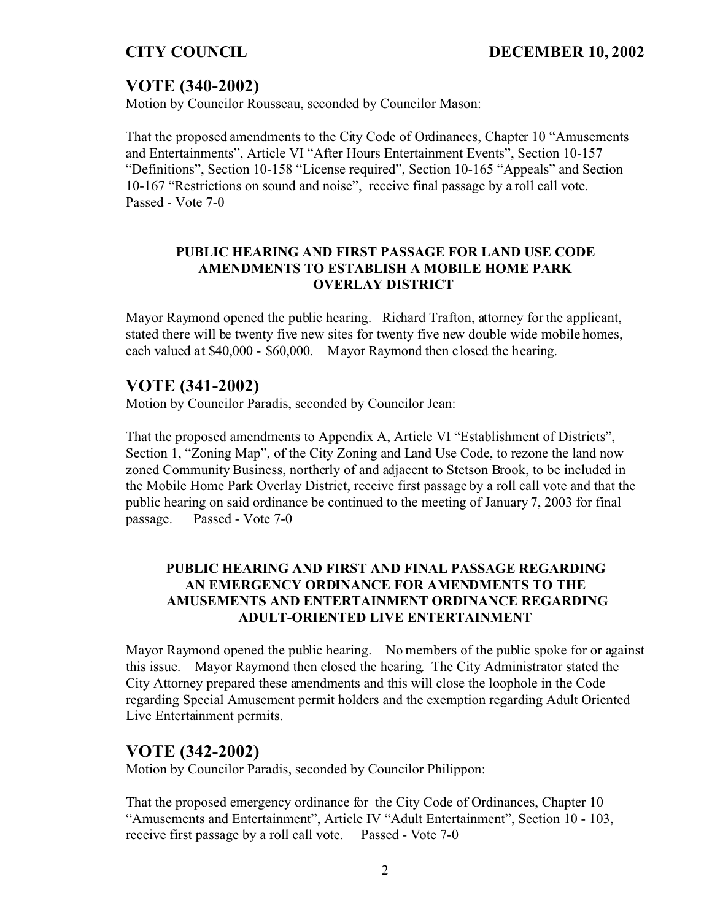## VOTE (340-2002)

Motion by Councilor Rousseau, seconded by Councilor Mason:

That the proposed amendments to the City Code of Ordinances, Chapter 10 "Amusements and Entertainments", Article VI "After Hours Entertainment Events", Section 10-157 "Definitions", Section 10-158 "License required", Section 10-165 "Appeals" and Section 10-167 "Restrictions on sound and noise", receive final passage by a roll call vote. Passed - Vote 7-0

### PUBLIC HEARING AND FIRST PASSAGE FOR LAND USE CODE AMENDMENTS TO ESTABLISH A MOBILE HOME PARK OVERLAY DISTRICT

Mayor Raymond opened the public hearing. Richard Trafton, attorney for the applicant, stated there will be twenty five new sites for twenty five new double wide mobile homes, each valued at $40,000 - $60,000. Mayor Raymond then closed the hearing.

## VOTE (341-2002)

Motion by Councilor Paradis, seconded by Councilor Jean:

That the proposed amendments to Appendix A, Article VI "Establishment of Districts", Section 1, "Zoning Map", of the City Zoning and Land Use Code, to rezone the land now zoned Community Business, northerly of and adjacent to Stetson Brook, to be included in the Mobile Home Park Overlay District, receive first passage by a roll call vote and that the public hearing on said ordinance be continued to the meeting of January 7, 2003 for final passage. Passed - Vote 7-0

### PUBLIC HEARING AND FIRST AND FINAL PASSAGE REGARDING AN EMERGENCY ORDINANCE FOR AMENDMENTS TO THE AMUSEMENTS AND ENTERTAINMENT ORDINANCE REGARDING ADULT-ORIENTED LIVE ENTERTAINMENT

Mayor Raymond opened the public hearing. No members of the public spoke for or against this issue. Mayor Raymond then closed the hearing. The City Administrator stated the City Attorney prepared these amendments and this will close the loophole in the Code regarding Special Amusement permit holders and the exemption regarding Adult Oriented Live Entertainment permits.

## VOTE (342-2002)

Motion by Councilor Paradis, seconded by Councilor Philippon:

That the proposed emergency ordinance for the City Code of Ordinances, Chapter 10 "Amusements and Entertainment", Article IV "Adult Entertainment", Section 10 - 103, receive first passage by a roll call vote. Passed - Vote 7-0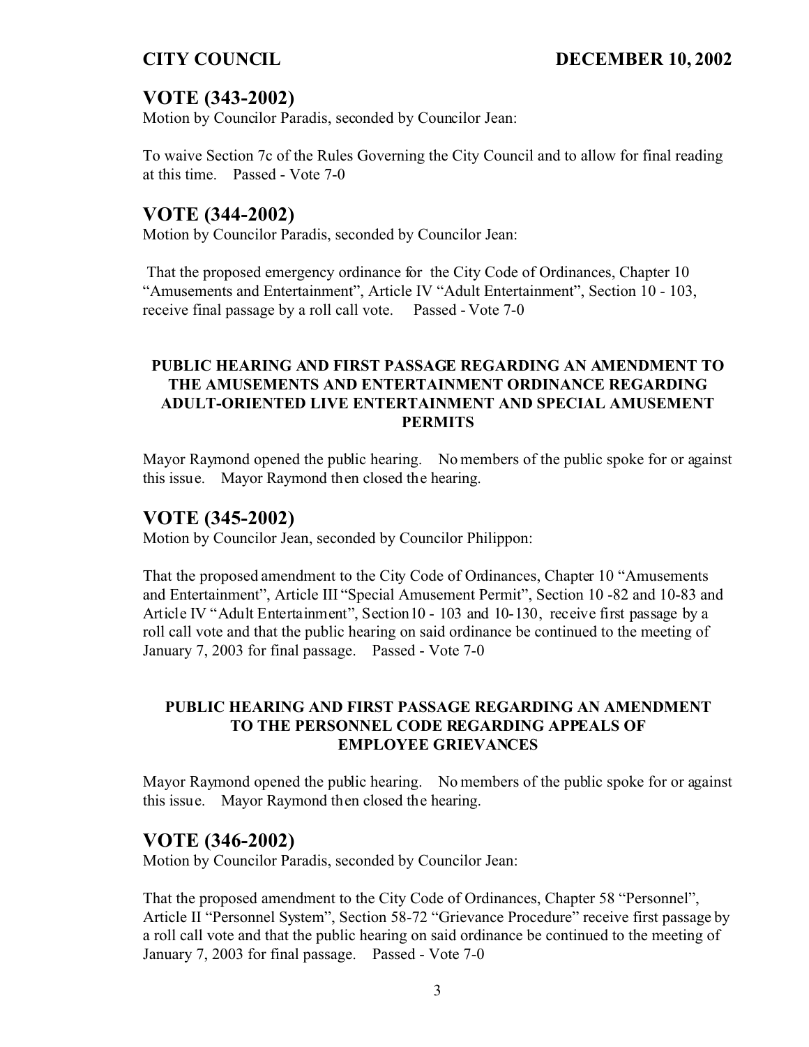## VOTE (343-2002)

Motion by Councilor Paradis, seconded by Councilor Jean:

To waive Section 7c of the Rules Governing the City Council and to allow for final reading at this time. Passed - Vote 7-0

## VOTE (344-2002)

Motion by Councilor Paradis, seconded by Councilor Jean:

That the proposed emergency ordinance for the City Code of Ordinances, Chapter 10 "Amusements and Entertainment", Article IV "Adult Entertainment", Section 10 - 103, receive final passage by a roll call vote. Passed - Vote 7-0

### PUBLIC HEARING AND FIRST PASSAGE REGARDING AN AMENDMENT TO THE AMUSEMENTS AND ENTERTAINMENT ORDINANCE REGARDING ADULT-ORIENTED LIVE ENTERTAINMENT AND SPECIAL AMUSEMENT PERMITS

Mayor Raymond opened the public hearing. No members of the public spoke for or against this issue. Mayor Raymond then closed the hearing.

## VOTE (345-2002)

Motion by Councilor Jean, seconded by Councilor Philippon:

That the proposed amendment to the City Code of Ordinances, Chapter 10 "Amusements and Entertainment", Article III "Special Amusement Permit", Section 10 -82 and 10-83 and Article IV "Adult Entertainment", Section 10 - 103 and 10-130, receive first passage by a roll call vote and that the public hearing on said ordinance be continued to the meeting of January 7, 2003 for final passage. Passed - Vote 7-0

### PUBLIC HEARING AND FIRST PASSAGE REGARDING AN AMENDMENT TO THE PERSONNEL CODE REGARDING APPEALS OF EMPLOYEE GRIEVANCES

Mayor Raymond opened the public hearing. No members of the public spoke for or against this issue. Mayor Raymond then closed the hearing.

## VOTE (346-2002)

Motion by Councilor Paradis, seconded by Councilor Jean:

That the proposed amendment to the City Code of Ordinances, Chapter 58 "Personnel", Article II "Personnel System", Section 58-72 "Grievance Procedure" receive first passage by a roll call vote and that the public hearing on said ordinance be continued to the meeting of January 7, 2003 for final passage. Passed - Vote 7-0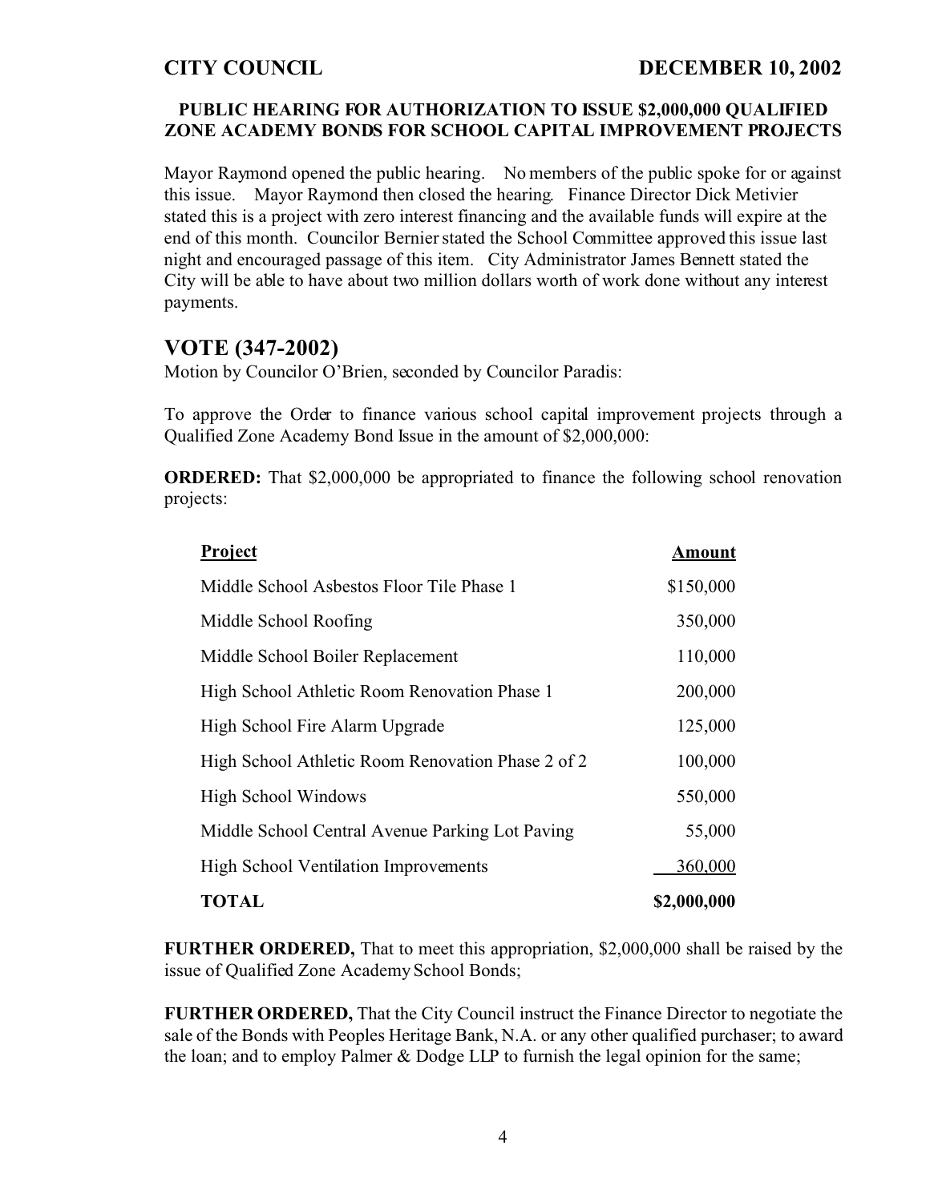**CITY COUNCIL** **DECEMBER 10, 2002**

**PUBLIC HEARING FOR AUTHORIZATION TO ISSUE $2,000,000 QUALIFIED ZONE ACADEMY BONDS FOR SCHOOL CAPITAL IMPROVEMENT PROJECTS**

Mayor Raymond opened the public hearing. No members of the public spoke for or against this issue. Mayor Raymond then closed the hearing. Finance Director Dick Metivier stated this is a project with zero interest financing and the available funds will expire at the end of this month. Councilor Bernier stated the School Committee approved this issue last night and encouraged passage of this item. City Administrator James Bennett stated the City will be able to have about two million dollars worth of work done without any interest payments.

## VOTE (347-2002)

Motion by Councilor O'Brien, seconded by Councilor Paradis:

To approve the Order to finance various school capital improvement projects through a Qualified Zone Academy Bond Issue in the amount of $2,000,000:

**ORDERED:** That $2,000,000 be appropriated to finance the following school renovation projects:

| Project | Amount |
|---|---:|
| Middle School Asbestos Floor Tile Phase 1 | $150,000 |
| Middle School Roofing | 350,000 |
| Middle School Boiler Replacement | 110,000 |
| High School Athletic Room Renovation Phase 1 | 200,000 |
| High School Fire Alarm Upgrade | 125,000 |
| High School Athletic Room Renovation Phase 2 of 2 | 100,000 |
| High School Windows | 550,000 |
| Middle School Central Avenue Parking Lot Paving | 55,000 |
| High School Ventilation Improvements | 360,000 |
| **TOTAL** | **$2,000,000** |

**FURTHER ORDERED,** That to meet this appropriation, $2,000,000 shall be raised by the issue of Qualified Zone Academy School Bonds;

**FURTHER ORDERED,** That the City Council instruct the Finance Director to negotiate the sale of the Bonds with Peoples Heritage Bank, N.A. or any other qualified purchaser; to award the loan; and to employ Palmer & Dodge LLP to furnish the legal opinion for the same;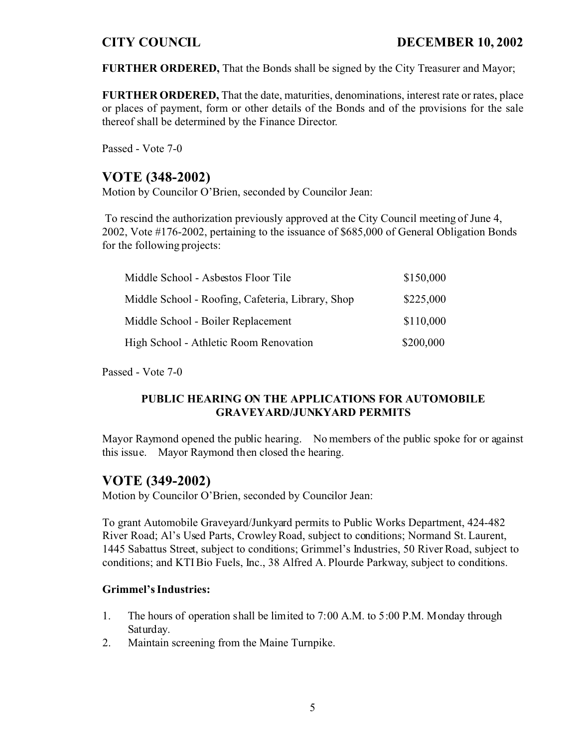**FURTHER ORDERED,** That the Bonds shall be signed by the City Treasurer and Mayor;

**FURTHER ORDERED,** That the date, maturities, denominations, interest rate or rates, place or places of payment, form or other details of the Bonds and of the provisions for the sale thereof shall be determined by the Finance Director.

Passed - Vote 7-0

## VOTE (348-2002)

Motion by Councilor O'Brien, seconded by Councilor Jean:

To rescind the authorization previously approved at the City Council meeting of June 4, 2002, Vote #176-2002, pertaining to the issuance of $685,000 of General Obligation Bonds for the following projects:

| | |
|---|---|
| Middle School - Asbestos Floor Tile | $150,000 |
| Middle School - Roofing, Cafeteria, Library, Shop | $225,000 |
| Middle School - Boiler Replacement | $110,000 |
| High School - Athletic Room Renovation | $200,000 |

Passed - Vote 7-0

### PUBLIC HEARING ON THE APPLICATIONS FOR AUTOMOBILE GRAVEYARD/JUNKYARD PERMITS

Mayor Raymond opened the public hearing. No members of the public spoke for or against this issue. Mayor Raymond then closed the hearing.

## VOTE (349-2002)

Motion by Councilor O'Brien, seconded by Councilor Jean:

To grant Automobile Graveyard/Junkyard permits to Public Works Department, 424-482 River Road; Al's Used Parts, Crowley Road, subject to conditions; Normand St. Laurent, 1445 Sabattus Street, subject to conditions; Grimmel's Industries, 50 River Road, subject to conditions; and KTI Bio Fuels, Inc., 38 Alfred A. Plourde Parkway, subject to conditions.

**Grimmel's Industries:**

1. The hours of operation shall be limited to 7:00 A.M. to 5:00 P.M. Monday through Saturday.
2. Maintain screening from the Maine Turnpike.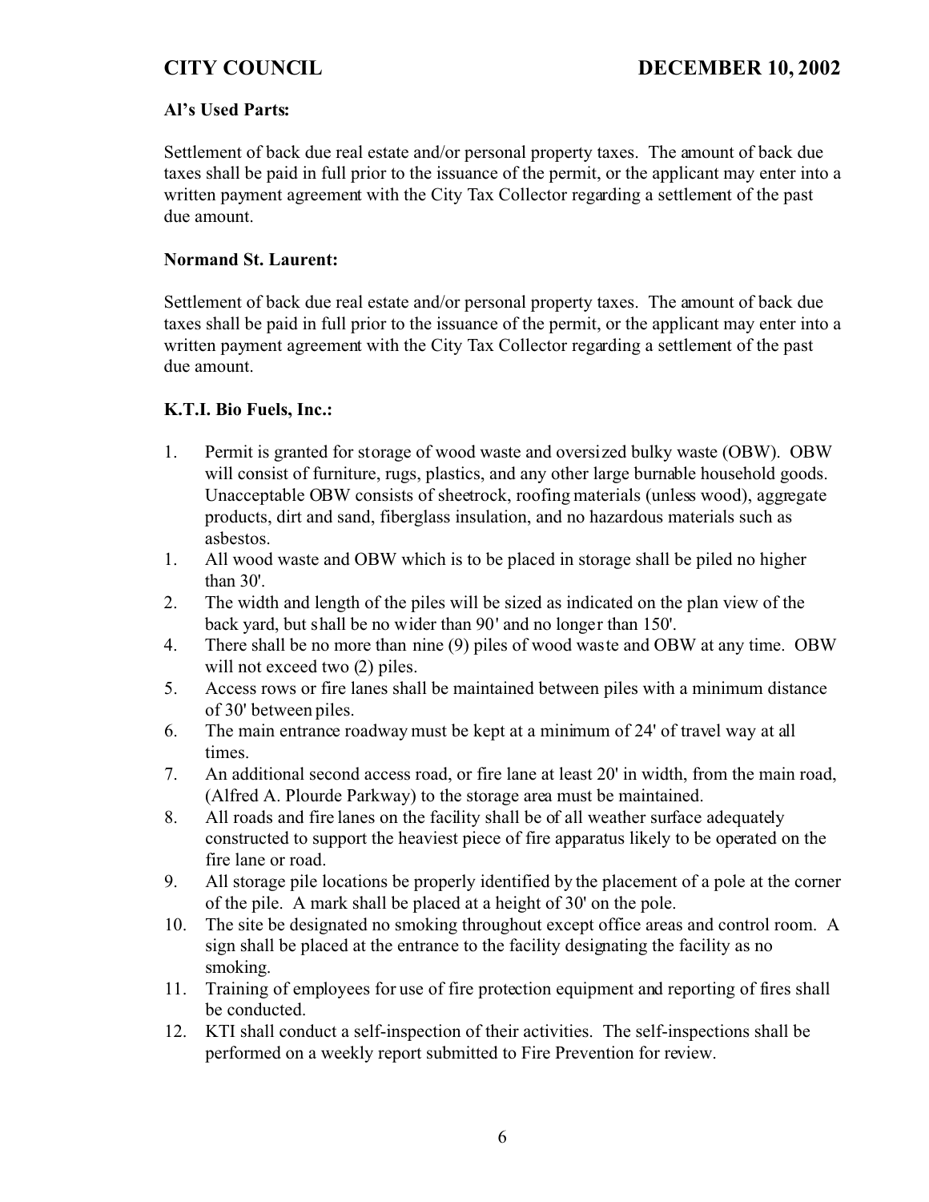**Al's Used Parts:**

Settlement of back due real estate and/or personal property taxes. The amount of back due taxes shall be paid in full prior to the issuance of the permit, or the applicant may enter into a written payment agreement with the City Tax Collector regarding a settlement of the past due amount.

**Normand St. Laurent:**

Settlement of back due real estate and/or personal property taxes. The amount of back due taxes shall be paid in full prior to the issuance of the permit, or the applicant may enter into a written payment agreement with the City Tax Collector regarding a settlement of the past due amount.

**K.T.I. Bio Fuels, Inc.:**

1. Permit is granted for storage of wood waste and oversized bulky waste (OBW). OBW will consist of furniture, rugs, plastics, and any other large burnable household goods. Unacceptable OBW consists of sheetrock, roofing materials (unless wood), aggregate products, dirt and sand, fiberglass insulation, and no hazardous materials such as asbestos.
1. All wood waste and OBW which is to be placed in storage shall be piled no higher than 30'.
2. The width and length of the piles will be sized as indicated on the plan view of the back yard, but shall be no wider than 90' and no longer than 150'.
4. There shall be no more than nine (9) piles of wood waste and OBW at any time. OBW will not exceed two (2) piles.
5. Access rows or fire lanes shall be maintained between piles with a minimum distance of 30' between piles.
6. The main entrance roadway must be kept at a minimum of 24' of travel way at all times.
7. An additional second access road, or fire lane at least 20' in width, from the main road, (Alfred A. Plourde Parkway) to the storage area must be maintained.
8. All roads and fire lanes on the facility shall be of all weather surface adequately constructed to support the heaviest piece of fire apparatus likely to be operated on the fire lane or road.
9. All storage pile locations be properly identified by the placement of a pole at the corner of the pile. A mark shall be placed at a height of 30' on the pole.
10. The site be designated no smoking throughout except office areas and control room. A sign shall be placed at the entrance to the facility designating the facility as no smoking.
11. Training of employees for use of fire protection equipment and reporting of fires shall be conducted.
12. KTI shall conduct a self-inspection of their activities. The self-inspections shall be performed on a weekly report submitted to Fire Prevention for review.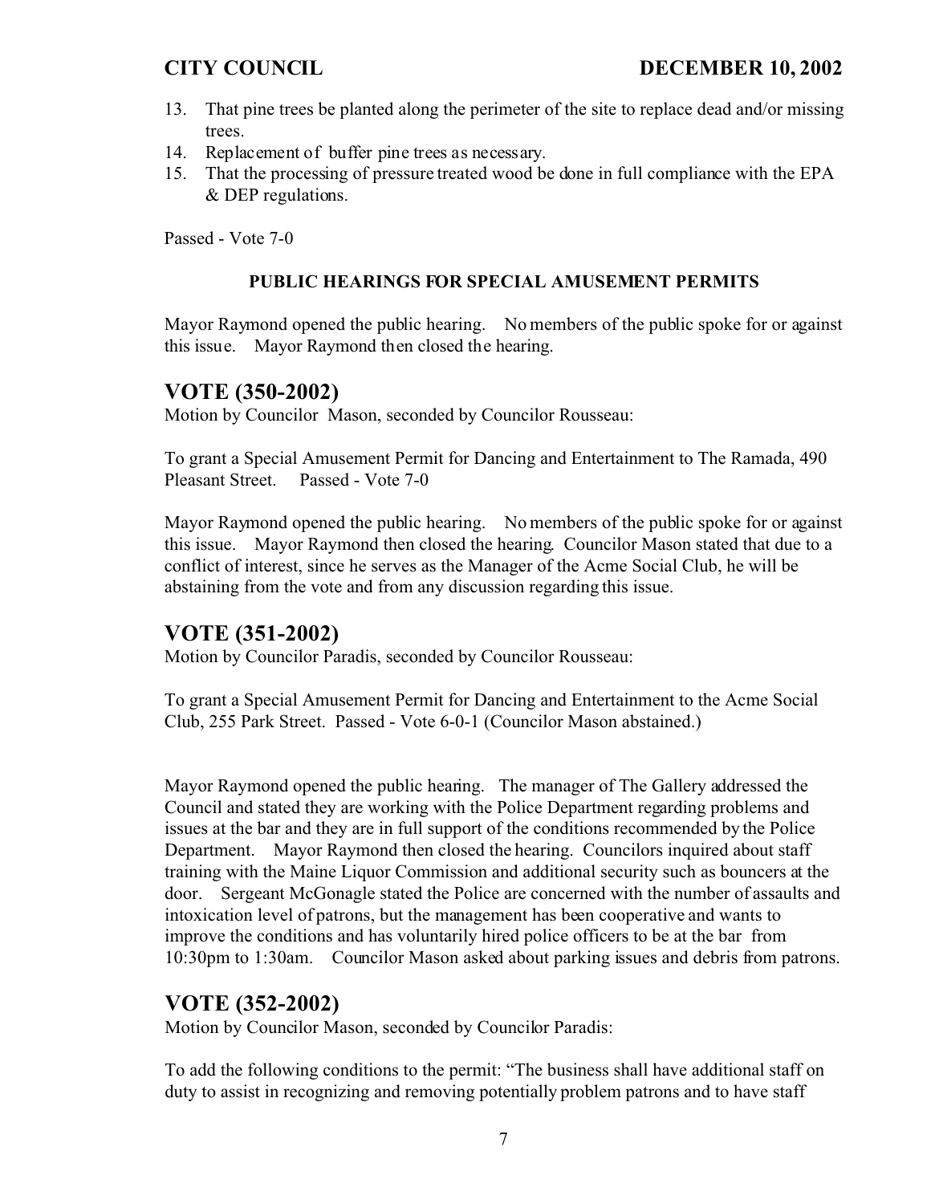13. That pine trees be planted along the perimeter of the site to replace dead and/or missing trees.
14. Replacement of buffer pine trees as necessary.
15. That the processing of pressure treated wood be done in full compliance with the EPA & DEP regulations.

Passed - Vote 7-0

### PUBLIC HEARINGS FOR SPECIAL AMUSEMENT PERMITS

Mayor Raymond opened the public hearing. No members of the public spoke for or against this issue. Mayor Raymond then closed the hearing.

## VOTE (350-2002)

Motion by Councilor Mason, seconded by Councilor Rousseau:

To grant a Special Amusement Permit for Dancing and Entertainment to The Ramada, 490 Pleasant Street. Passed - Vote 7-0

Mayor Raymond opened the public hearing. No members of the public spoke for or against this issue. Mayor Raymond then closed the hearing. Councilor Mason stated that due to a conflict of interest, since he serves as the Manager of the Acme Social Club, he will be abstaining from the vote and from any discussion regarding this issue.

## VOTE (351-2002)

Motion by Councilor Paradis, seconded by Councilor Rousseau:

To grant a Special Amusement Permit for Dancing and Entertainment to the Acme Social Club, 255 Park Street. Passed - Vote 6-0-1 (Councilor Mason abstained.)

Mayor Raymond opened the public hearing. The manager of The Gallery addressed the Council and stated they are working with the Police Department regarding problems and issues at the bar and they are in full support of the conditions recommended by the Police Department. Mayor Raymond then closed the hearing. Councilors inquired about staff training with the Maine Liquor Commission and additional security such as bouncers at the door. Sergeant McGonagle stated the Police are concerned with the number of assaults and intoxication level of patrons, but the management has been cooperative and wants to improve the conditions and has voluntarily hired police officers to be at the bar from 10:30pm to 1:30am. Councilor Mason asked about parking issues and debris from patrons.

## VOTE (352-2002)

Motion by Councilor Mason, seconded by Councilor Paradis:

To add the following conditions to the permit: "The business shall have additional staff on duty to assist in recognizing and removing potentially problem patrons and to have staff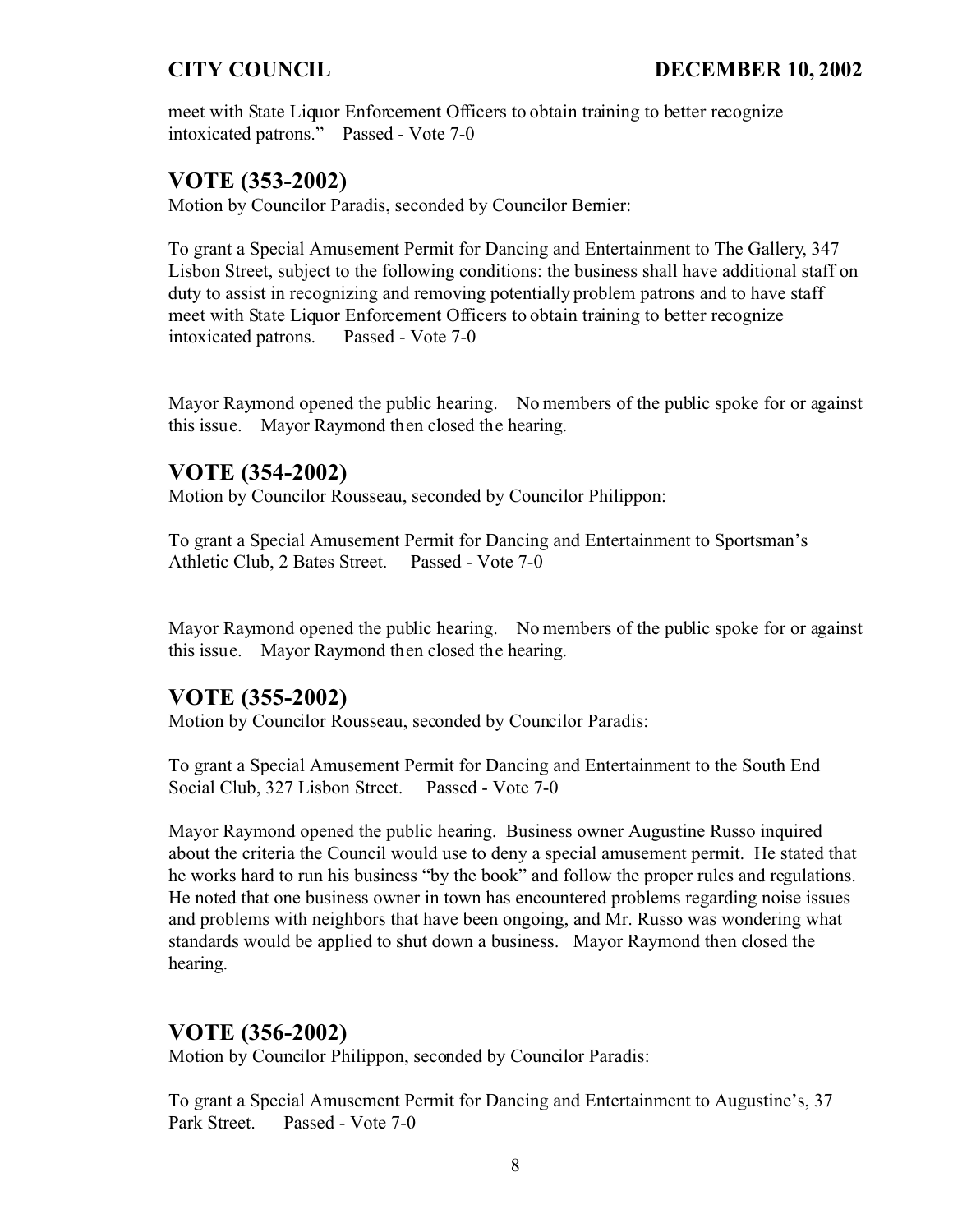meet with State Liquor Enforcement Officers to obtain training to better recognize intoxicated patrons." Passed - Vote 7-0

## VOTE (353-2002)

Motion by Councilor Paradis, seconded by Councilor Bernier:

To grant a Special Amusement Permit for Dancing and Entertainment to The Gallery, 347 Lisbon Street, subject to the following conditions: the business shall have additional staff on duty to assist in recognizing and removing potentially problem patrons and to have staff meet with State Liquor Enforcement Officers to obtain training to better recognize intoxicated patrons. Passed - Vote 7-0

Mayor Raymond opened the public hearing. No members of the public spoke for or against this issue. Mayor Raymond then closed the hearing.

## VOTE (354-2002)

Motion by Councilor Rousseau, seconded by Councilor Philippon:

To grant a Special Amusement Permit for Dancing and Entertainment to Sportsman's Athletic Club, 2 Bates Street. Passed - Vote 7-0

Mayor Raymond opened the public hearing. No members of the public spoke for or against this issue. Mayor Raymond then closed the hearing.

## VOTE (355-2002)

Motion by Councilor Rousseau, seconded by Councilor Paradis:

To grant a Special Amusement Permit for Dancing and Entertainment to the South End Social Club, 327 Lisbon Street. Passed - Vote 7-0

Mayor Raymond opened the public hearing. Business owner Augustine Russo inquired about the criteria the Council would use to deny a special amusement permit. He stated that he works hard to run his business "by the book" and follow the proper rules and regulations. He noted that one business owner in town has encountered problems regarding noise issues and problems with neighbors that have been ongoing, and Mr. Russo was wondering what standards would be applied to shut down a business. Mayor Raymond then closed the hearing.

## VOTE (356-2002)

Motion by Councilor Philippon, seconded by Councilor Paradis:

To grant a Special Amusement Permit for Dancing and Entertainment to Augustine's, 37 Park Street. Passed - Vote 7-0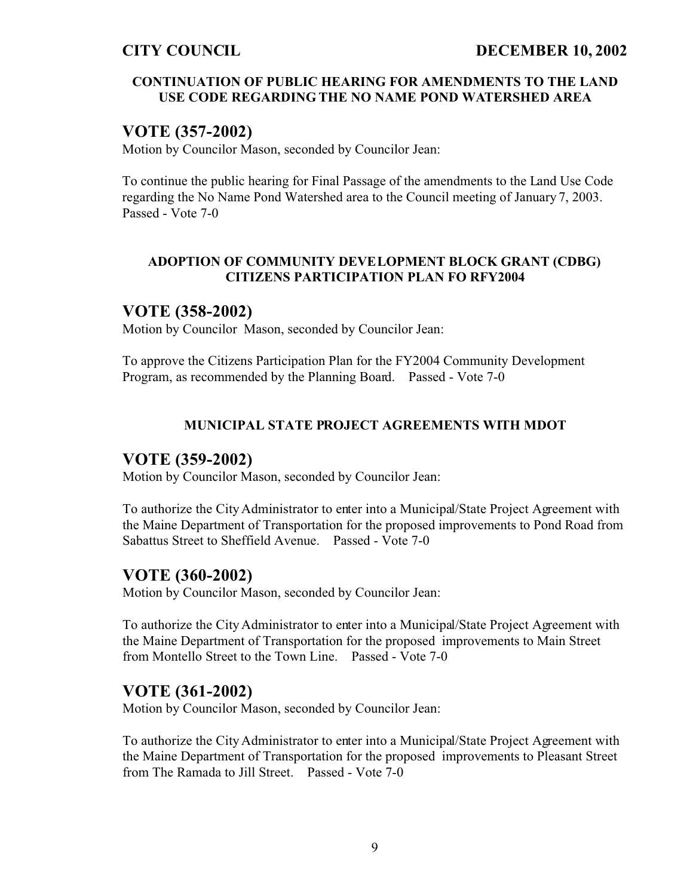**CITY COUNCIL** **DECEMBER 10, 2002**

**CONTINUATION OF PUBLIC HEARING FOR AMENDMENTS TO THE LAND USE CODE REGARDING THE NO NAME POND WATERSHED AREA**

## VOTE (357-2002)

Motion by Councilor Mason, seconded by Councilor Jean:

To continue the public hearing for Final Passage of the amendments to the Land Use Code regarding the No Name Pond Watershed area to the Council meeting of January 7, 2003. Passed - Vote 7-0

**ADOPTION OF COMMUNITY DEVELOPMENT BLOCK GRANT (CDBG) CITIZENS PARTICIPATION PLAN FO RFY2004**

## VOTE (358-2002)

Motion by Councilor Mason, seconded by Councilor Jean:

To approve the Citizens Participation Plan for the FY2004 Community Development Program, as recommended by the Planning Board. Passed - Vote 7-0

**MUNICIPAL STATE PROJECT AGREEMENTS WITH MDOT**

## VOTE (359-2002)

Motion by Councilor Mason, seconded by Councilor Jean:

To authorize the City Administrator to enter into a Municipal/State Project Agreement with the Maine Department of Transportation for the proposed improvements to Pond Road from Sabattus Street to Sheffield Avenue. Passed - Vote 7-0

## VOTE (360-2002)

Motion by Councilor Mason, seconded by Councilor Jean:

To authorize the City Administrator to enter into a Municipal/State Project Agreement with the Maine Department of Transportation for the proposed improvements to Main Street from Montello Street to the Town Line. Passed - Vote 7-0

## VOTE (361-2002)

Motion by Councilor Mason, seconded by Councilor Jean:

To authorize the City Administrator to enter into a Municipal/State Project Agreement with the Maine Department of Transportation for the proposed improvements to Pleasant Street from The Ramada to Jill Street. Passed - Vote 7-0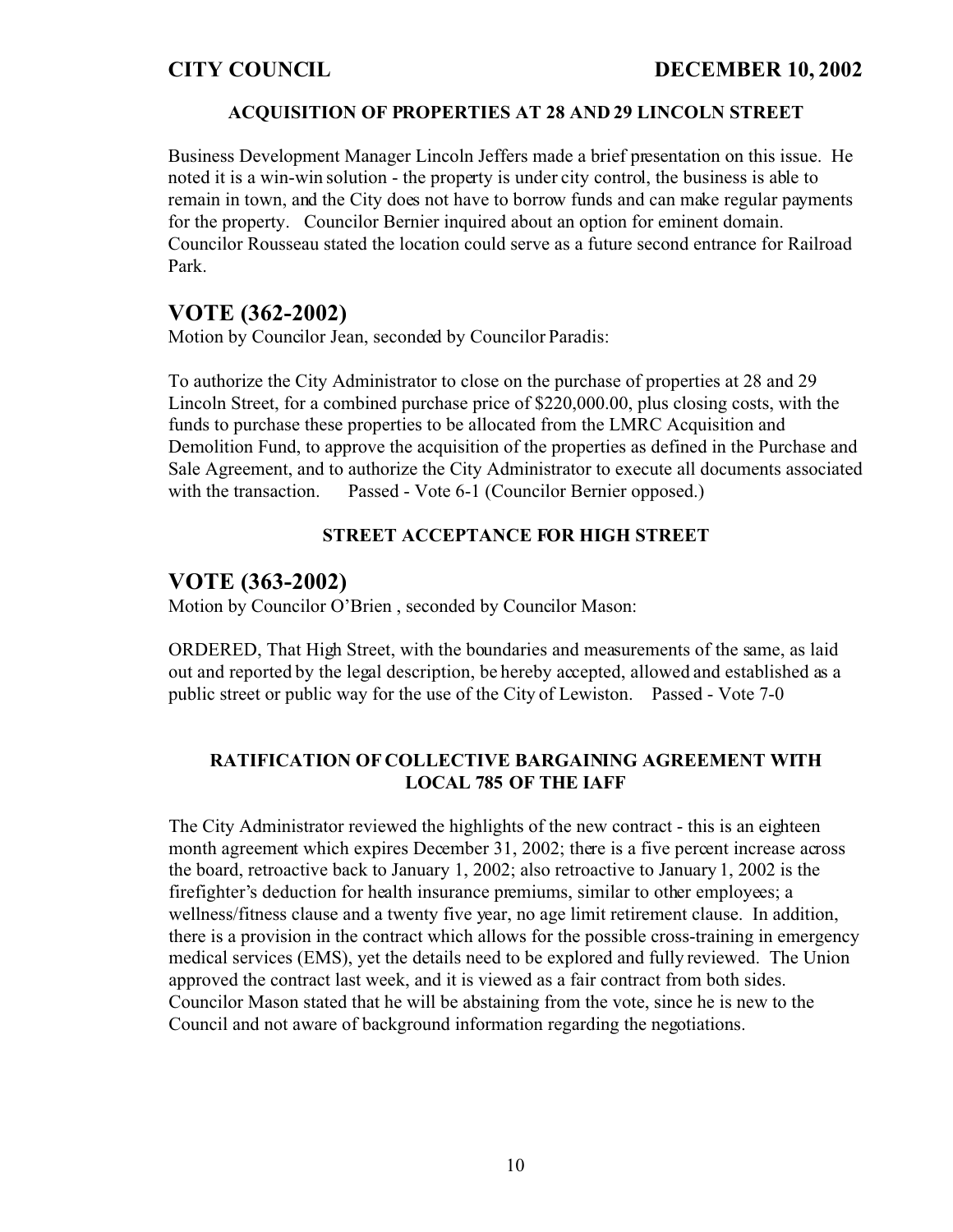**CITY COUNCIL** **DECEMBER 10, 2002**

### ACQUISITION OF PROPERTIES AT 28 AND 29 LINCOLN STREET

Business Development Manager Lincoln Jeffers made a brief presentation on this issue. He noted it is a win-win solution - the property is under city control, the business is able to remain in town, and the City does not have to borrow funds and can make regular payments for the property. Councilor Bernier inquired about an option for eminent domain. Councilor Rousseau stated the location could serve as a future second entrance for Railroad Park.

## VOTE (362-2002)

Motion by Councilor Jean, seconded by Councilor Paradis:

To authorize the City Administrator to close on the purchase of properties at 28 and 29 Lincoln Street, for a combined purchase price of $220,000.00, plus closing costs, with the funds to purchase these properties to be allocated from the LMRC Acquisition and Demolition Fund, to approve the acquisition of the properties as defined in the Purchase and Sale Agreement, and to authorize the City Administrator to execute all documents associated with the transaction. Passed - Vote 6-1 (Councilor Bernier opposed.)

### STREET ACCEPTANCE FOR HIGH STREET

## VOTE (363-2002)

Motion by Councilor O'Brien , seconded by Councilor Mason:

ORDERED, That High Street, with the boundaries and measurements of the same, as laid out and reported by the legal description, be hereby accepted, allowed and established as a public street or public way for the use of the City of Lewiston. Passed - Vote 7-0

### RATIFICATION OF COLLECTIVE BARGAINING AGREEMENT WITH LOCAL 785 OF THE IAFF

The City Administrator reviewed the highlights of the new contract - this is an eighteen month agreement which expires December 31, 2002; there is a five percent increase across the board, retroactive back to January 1, 2002; also retroactive to January 1, 2002 is the firefighter's deduction for health insurance premiums, similar to other employees; a wellness/fitness clause and a twenty five year, no age limit retirement clause. In addition, there is a provision in the contract which allows for the possible cross-training in emergency medical services (EMS), yet the details need to be explored and fully reviewed. The Union approved the contract last week, and it is viewed as a fair contract from both sides. Councilor Mason stated that he will be abstaining from the vote, since he is new to the Council and not aware of background information regarding the negotiations.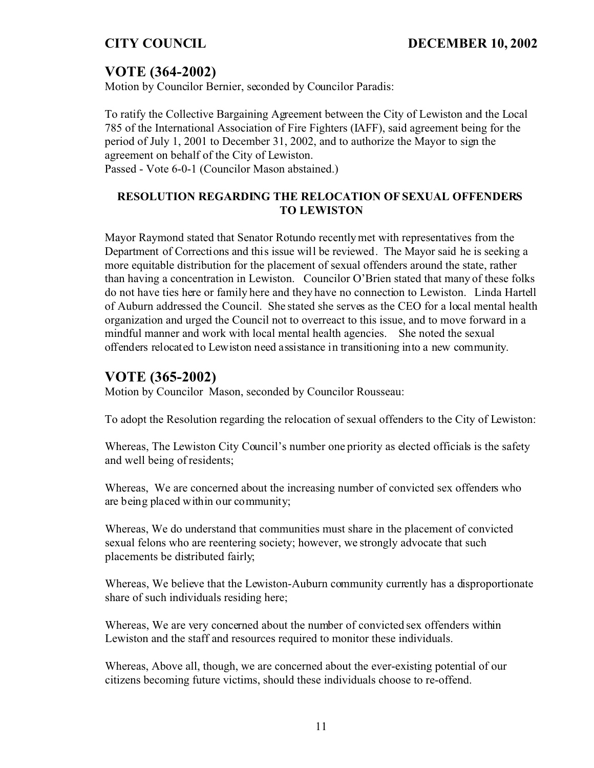## VOTE (364-2002)

Motion by Councilor Bernier, seconded by Councilor Paradis:

To ratify the Collective Bargaining Agreement between the City of Lewiston and the Local 785 of the International Association of Fire Fighters (IAFF), said agreement being for the period of July 1, 2001 to December 31, 2002, and to authorize the Mayor to sign the agreement on behalf of the City of Lewiston.
Passed - Vote 6-0-1 (Councilor Mason abstained.)

### RESOLUTION REGARDING THE RELOCATION OF SEXUAL OFFENDERS TO LEWISTON

Mayor Raymond stated that Senator Rotundo recently met with representatives from the Department of Corrections and this issue will be reviewed. The Mayor said he is seeking a more equitable distribution for the placement of sexual offenders around the state, rather than having a concentration in Lewiston. Councilor O'Brien stated that many of these folks do not have ties here or family here and they have no connection to Lewiston. Linda Hartell of Auburn addressed the Council. She stated she serves as the CEO for a local mental health organization and urged the Council not to overreact to this issue, and to move forward in a mindful manner and work with local mental health agencies. She noted the sexual offenders relocated to Lewiston need assistance in transitioning into a new community.

## VOTE (365-2002)

Motion by Councilor Mason, seconded by Councilor Rousseau:

To adopt the Resolution regarding the relocation of sexual offenders to the City of Lewiston:

Whereas, The Lewiston City Council's number one priority as elected officials is the safety and well being of residents;

Whereas, We are concerned about the increasing number of convicted sex offenders who are being placed within our community;

Whereas, We do understand that communities must share in the placement of convicted sexual felons who are reentering society; however, we strongly advocate that such placements be distributed fairly;

Whereas, We believe that the Lewiston-Auburn community currently has a disproportionate share of such individuals residing here;

Whereas, We are very concerned about the number of convicted sex offenders within Lewiston and the staff and resources required to monitor these individuals.

Whereas, Above all, though, we are concerned about the ever-existing potential of our citizens becoming future victims, should these individuals choose to re-offend.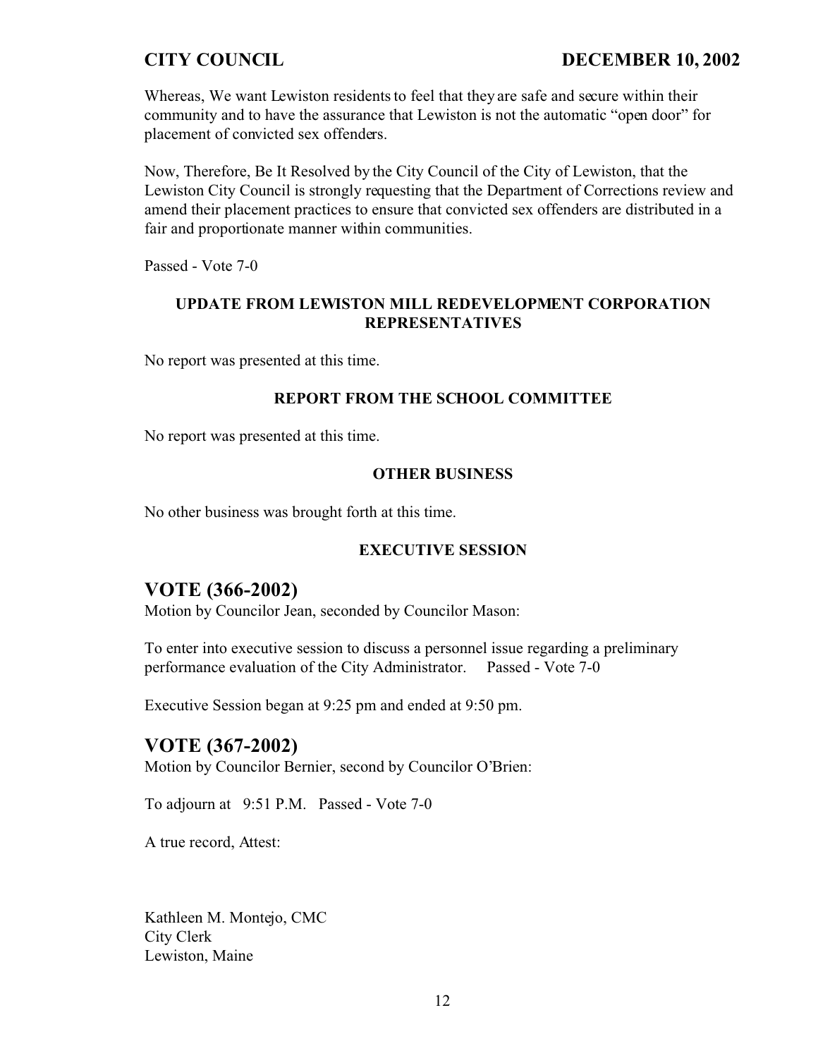Whereas, We want Lewiston residents to feel that they are safe and secure within their community and to have the assurance that Lewiston is not the automatic "open door" for placement of convicted sex offenders.

Now, Therefore, Be It Resolved by the City Council of the City of Lewiston, that the Lewiston City Council is strongly requesting that the Department of Corrections review and amend their placement practices to ensure that convicted sex offenders are distributed in a fair and proportionate manner within communities.

Passed - Vote 7-0

**UPDATE FROM LEWISTON MILL REDEVELOPMENT CORPORATION REPRESENTATIVES**

No report was presented at this time.

**REPORT FROM THE SCHOOL COMMITTEE**

No report was presented at this time.

**OTHER BUSINESS**

No other business was brought forth at this time.

**EXECUTIVE SESSION**

## VOTE (366-2002)

Motion by Councilor Jean, seconded by Councilor Mason:

To enter into executive session to discuss a personnel issue regarding a preliminary performance evaluation of the City Administrator. Passed - Vote 7-0

Executive Session began at 9:25 pm and ended at 9:50 pm.

## VOTE (367-2002)

Motion by Councilor Bernier, second by Councilor O'Brien:

To adjourn at 9:51 P.M. Passed - Vote 7-0

A true record, Attest:

Kathleen M. Montejo, CMC
City Clerk
Lewiston, Maine